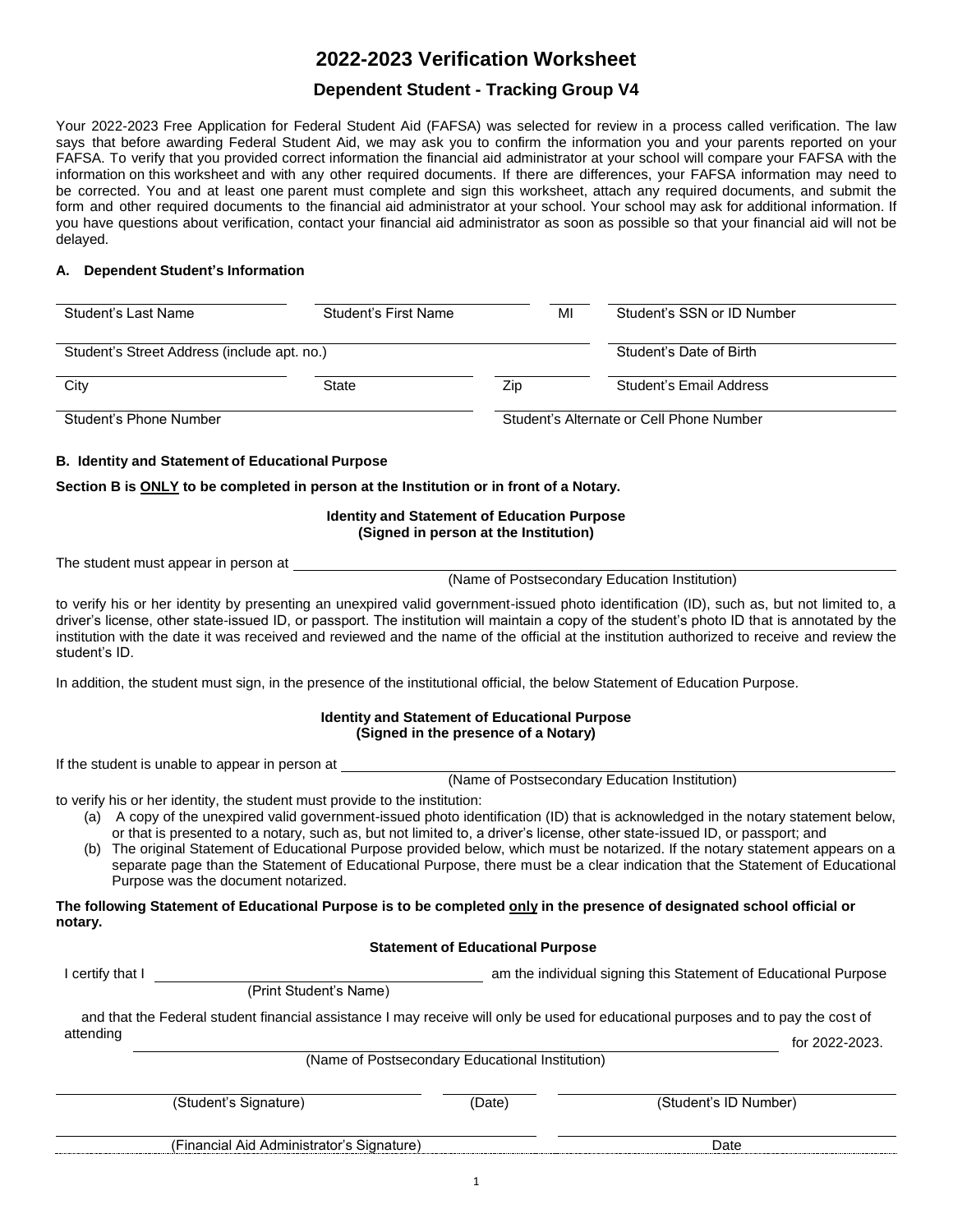# 2022-2023 Verification Worksheet

## Dependent Student - Tracking Group V4

Your 2022-2023 Free Application for Federal Student Aid (FAFSA) was selected for review in a process called verification. The law says that before awarding Federal Student Aid, we may ask you to confirm the information you and your parents reported on your FAFSA. To verify that you provided correct information the financial aid administrator at your school will compare your FAFSA with the information on this worksheet and with any other required documents. If there are differences, your FAFSA information may need to be corrected. You and at least one parent must complete and sign this worksheet, attach any required documents, and submit the form and other required documents to the financial aid administrator at your school. Your school may ask for additional information. If you have questions about verification, contact your financial aid administrator as soon as possible so that your financial aid will not be delayed.

### A. Dependent Student's Information

| | | | |
|---|---|---|---|
| Student's Last Name | Student's First Name | MI | Student's SSN or ID Number |
| Student's Street Address (include apt. no.) | | | Student's Date of Birth |
| City | State | Zip | Student's Email Address |
| Student's Phone Number | | Student's Alternate or Cell Phone Number | |

### B. Identity and Statement of Educational Purpose

**Section B is ONLY to be completed in person at the Institution or in front of a Notary.**

**Identity and Statement of Education Purpose (Signed in person at the Institution)**

The student must appear in person at ______________________________
(Name of Postsecondary Education Institution)

to verify his or her identity by presenting an unexpired valid government-issued photo identification (ID), such as, but not limited to, a driver's license, other state-issued ID, or passport. The institution will maintain a copy of the student's photo ID that is annotated by the institution with the date it was received and reviewed and the name of the official at the institution authorized to receive and review the student's ID.

In addition, the student must sign, in the presence of the institutional official, the below Statement of Education Purpose.

**Identity and Statement of Educational Purpose (Signed in the presence of a Notary)**

If the student is unable to appear in person at ______________________________
(Name of Postsecondary Education Institution)

to verify his or her identity, the student must provide to the institution:

(a) A copy of the unexpired valid government-issued photo identification (ID) that is acknowledged in the notary statement below, or that is presented to a notary, such as, but not limited to, a driver's license, other state-issued ID, or passport; and

(b) The original Statement of Educational Purpose provided below, which must be notarized. If the notary statement appears on a separate page than the Statement of Educational Purpose, there must be a clear indication that the Statement of Educational Purpose was the document notarized.

**The following Statement of Educational Purpose is to be completed only in the presence of designated school official or notary.**

**Statement of Educational Purpose**

I certify that I ______________________________ am the individual signing this Statement of Educational Purpose
(Print Student's Name)

and that the Federal student financial assistance I may receive will only be used for educational purposes and to pay the cost of attending ______________________________ for 2022-2023.
(Name of Postsecondary Educational Institution)

| | | |
|---|---|---|
| (Student's Signature) | (Date) | (Student's ID Number) |
| (Financial Aid Administrator's Signature) | | Date |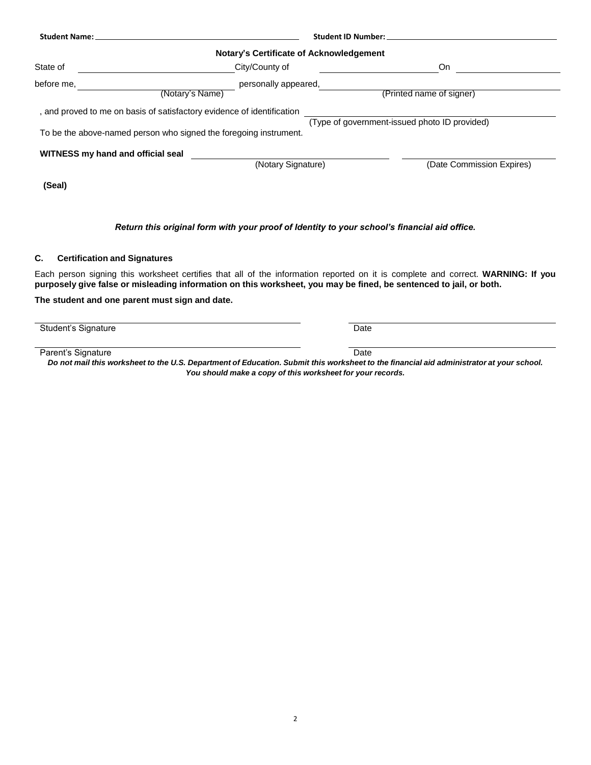**Student Name:** ______________________________ **Student ID Number:** ______________________________

**Notary's Certificate of Acknowledgement**

State of ______________________ City/County of ______________________ On ______________________

before me, ______________________ personally appeared, ______________________
(Notary's Name) (Printed name of signer)

, and proved to me on basis of satisfactory evidence of identification ______________________
(Type of government-issued photo ID provided)

To be the above-named person who signed the foregoing instrument.

**WITNESS my hand and official seal** ______________________ ______________________
(Notary Signature) (Date Commission Expires)

**(Seal)**

***Return this original form with your proof of Identity to your school's financial aid office.***

## C. Certification and Signatures

Each person signing this worksheet certifies that all of the information reported on it is complete and correct. **WARNING: If you purposely give false or misleading information on this worksheet, you may be fined, be sentenced to jail, or both.**

**The student and one parent must sign and date.**

______________________ ______________________
Student's Signature Date

______________________ ______________________
Parent's Signature Date

***Do not mail this worksheet to the U.S. Department of Education. Submit this worksheet to the financial aid administrator at your school. You should make a copy of this worksheet for your records.***